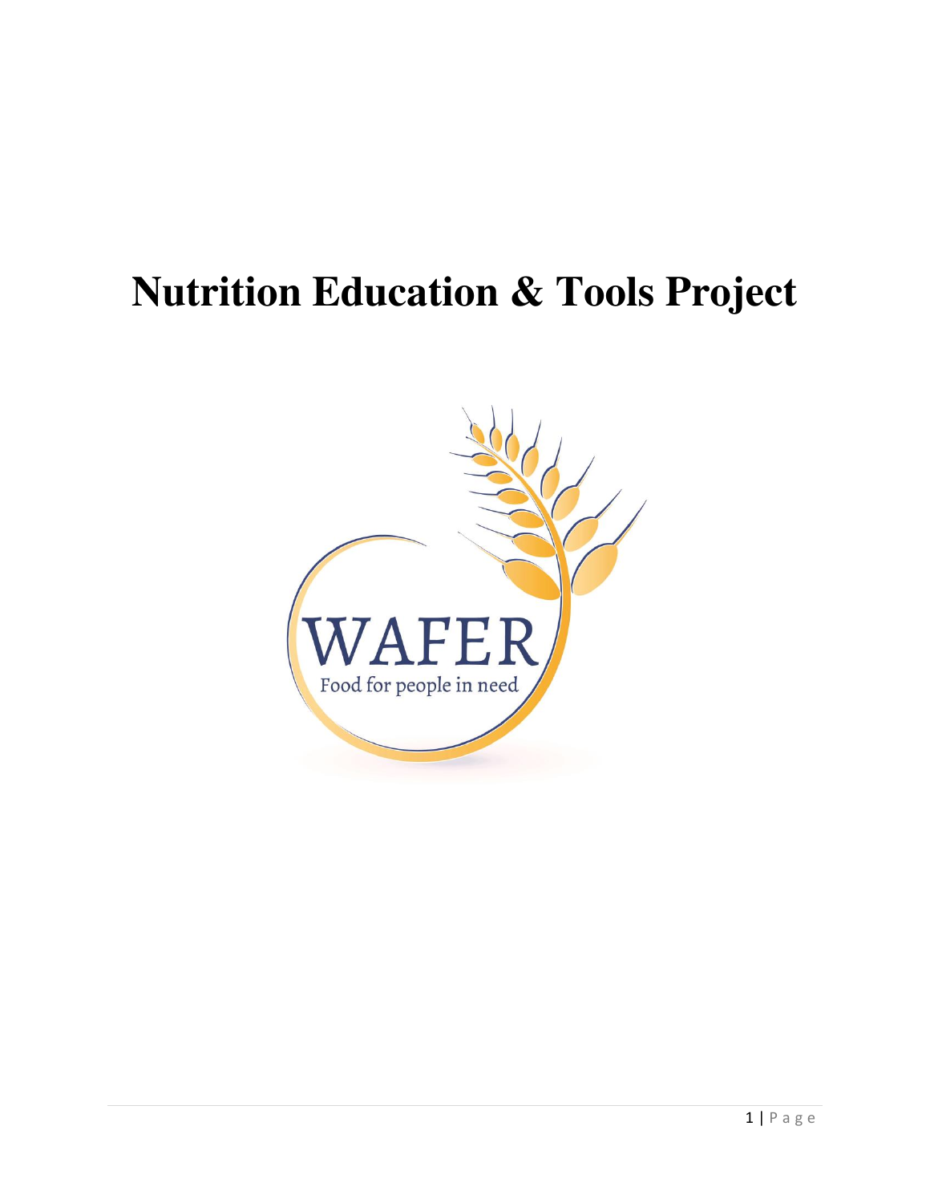# Nutrition Education & Tools Project

WAFER

Food for people in need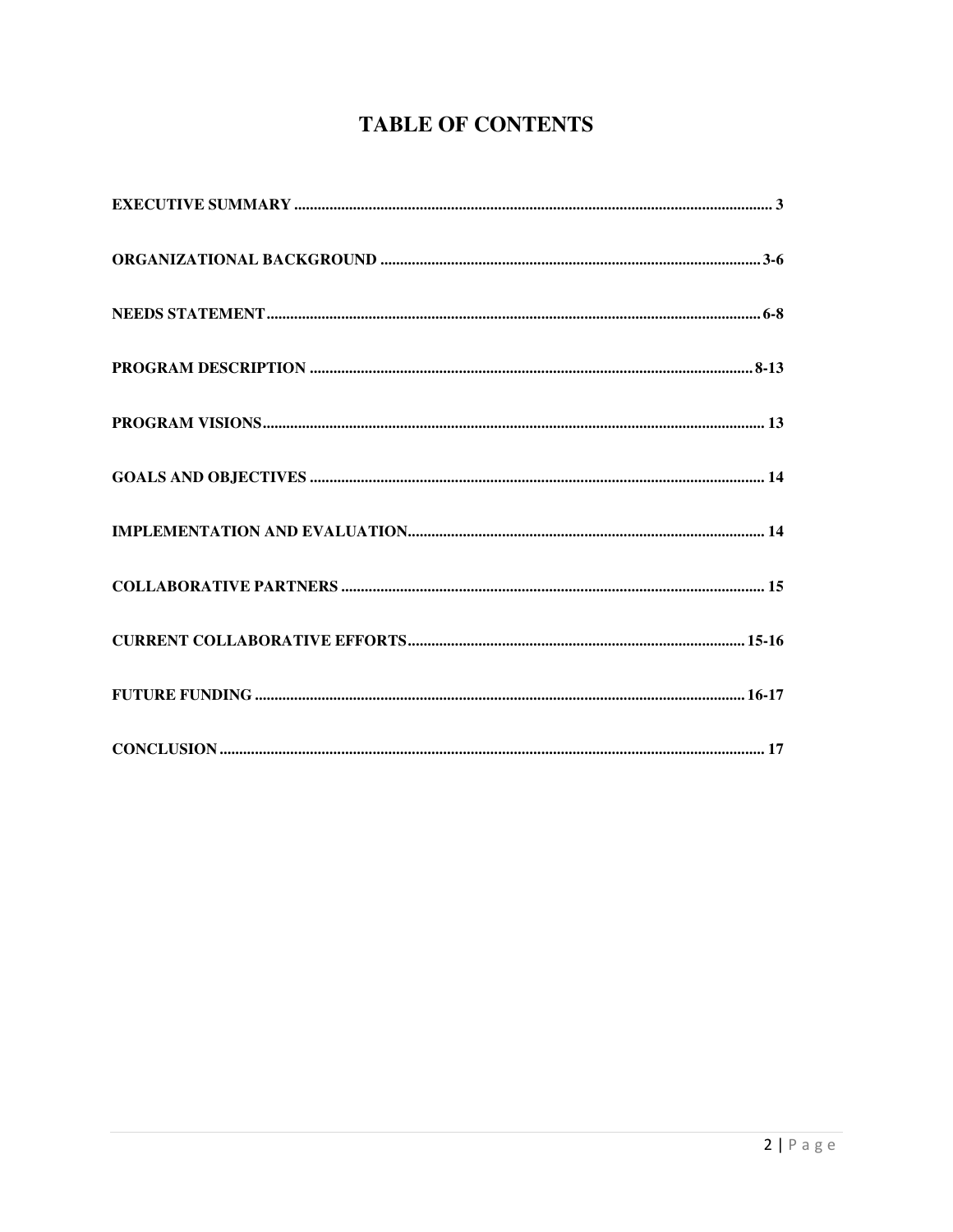# TABLE OF CONTENTS

**EXECUTIVE SUMMARY** .......... 3

**ORGANIZATIONAL BACKGROUND** .......... 3-6

**NEEDS STATEMENT** .......... 6-8

**PROGRAM DESCRIPTION** .......... 8-13

**PROGRAM VISIONS** .......... 13

**GOALS AND OBJECTIVES** .......... 14

**IMPLEMENTATION AND EVALUATION** .......... 14

**COLLABORATIVE PARTNERS** .......... 15

**CURRENT COLLABORATIVE EFFORTS** .......... 15-16

**FUTURE FUNDING** .......... 16-17

**CONCLUSION** .......... 17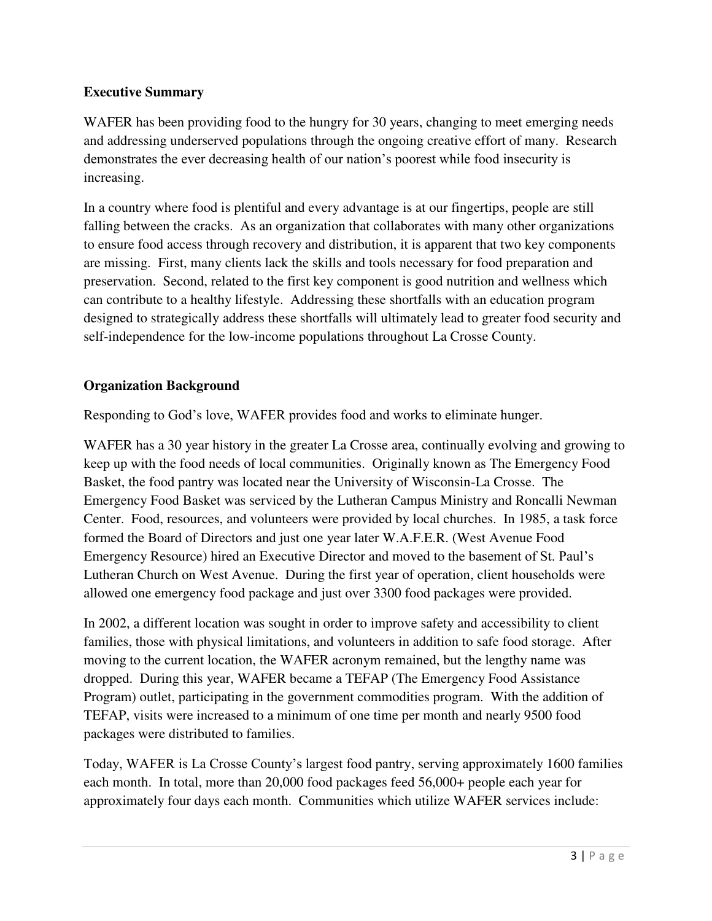**Executive Summary**

WAFER has been providing food to the hungry for 30 years, changing to meet emerging needs and addressing underserved populations through the ongoing creative effort of many. Research demonstrates the ever decreasing health of our nation's poorest while food insecurity is increasing.

In a country where food is plentiful and every advantage is at our fingertips, people are still falling between the cracks. As an organization that collaborates with many other organizations to ensure food access through recovery and distribution, it is apparent that two key components are missing. First, many clients lack the skills and tools necessary for food preparation and preservation. Second, related to the first key component is good nutrition and wellness which can contribute to a healthy lifestyle. Addressing these shortfalls with an education program designed to strategically address these shortfalls will ultimately lead to greater food security and self-independence for the low-income populations throughout La Crosse County.

**Organization Background**

Responding to God's love, WAFER provides food and works to eliminate hunger.

WAFER has a 30 year history in the greater La Crosse area, continually evolving and growing to keep up with the food needs of local communities. Originally known as The Emergency Food Basket, the food pantry was located near the University of Wisconsin-La Crosse. The Emergency Food Basket was serviced by the Lutheran Campus Ministry and Roncalli Newman Center. Food, resources, and volunteers were provided by local churches. In 1985, a task force formed the Board of Directors and just one year later W.A.F.E.R. (West Avenue Food Emergency Resource) hired an Executive Director and moved to the basement of St. Paul's Lutheran Church on West Avenue. During the first year of operation, client households were allowed one emergency food package and just over 3300 food packages were provided.

In 2002, a different location was sought in order to improve safety and accessibility to client families, those with physical limitations, and volunteers in addition to safe food storage. After moving to the current location, the WAFER acronym remained, but the lengthy name was dropped. During this year, WAFER became a TEFAP (The Emergency Food Assistance Program) outlet, participating in the government commodities program. With the addition of TEFAP, visits were increased to a minimum of one time per month and nearly 9500 food packages were distributed to families.

Today, WAFER is La Crosse County's largest food pantry, serving approximately 1600 families each month. In total, more than 20,000 food packages feed 56,000+ people each year for approximately four days each month. Communities which utilize WAFER services include: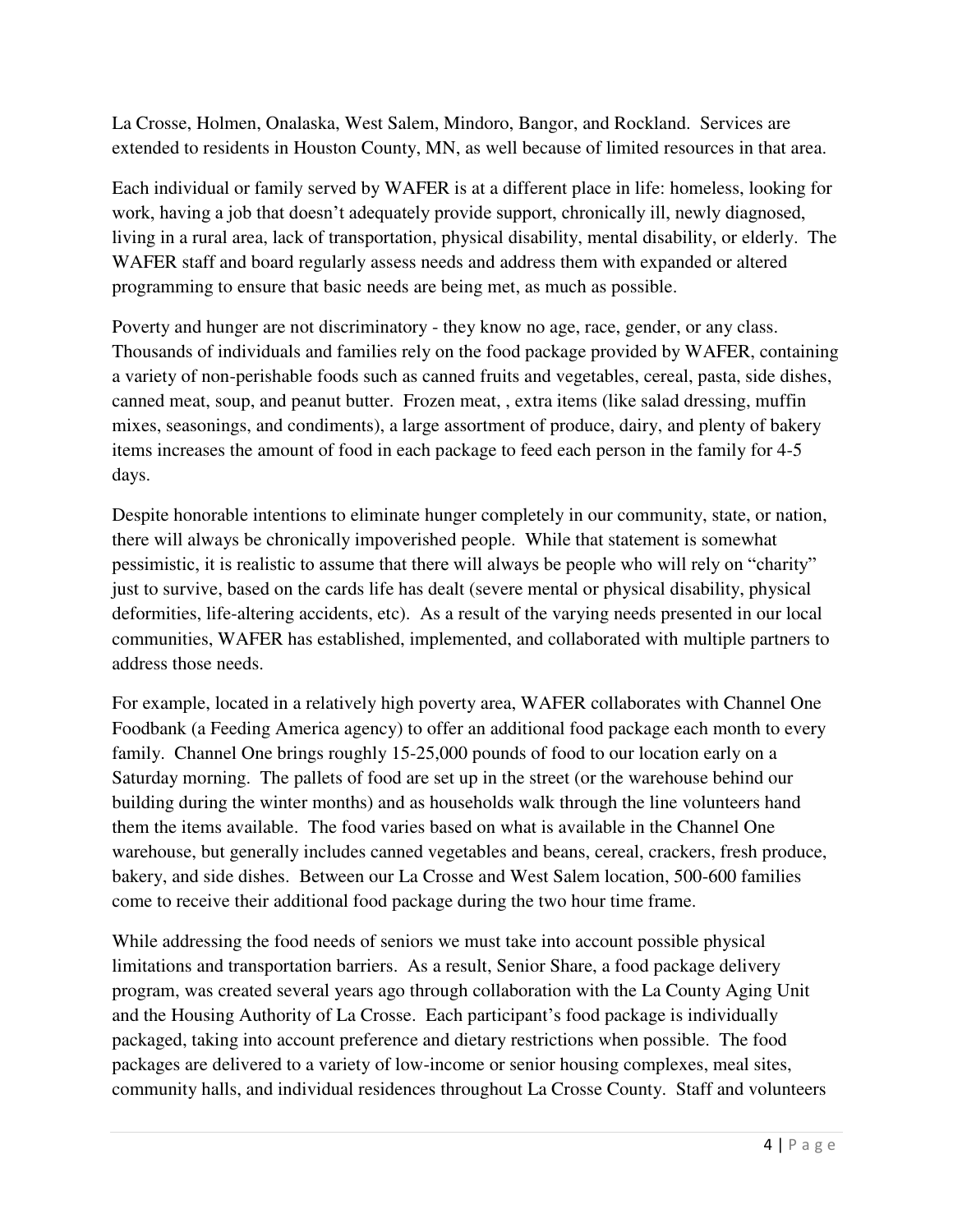La Crosse, Holmen, Onalaska, West Salem, Mindoro, Bangor, and Rockland. Services are extended to residents in Houston County, MN, as well because of limited resources in that area.

Each individual or family served by WAFER is at a different place in life: homeless, looking for work, having a job that doesn't adequately provide support, chronically ill, newly diagnosed, living in a rural area, lack of transportation, physical disability, mental disability, or elderly. The WAFER staff and board regularly assess needs and address them with expanded or altered programming to ensure that basic needs are being met, as much as possible.

Poverty and hunger are not discriminatory - they know no age, race, gender, or any class. Thousands of individuals and families rely on the food package provided by WAFER, containing a variety of non-perishable foods such as canned fruits and vegetables, cereal, pasta, side dishes, canned meat, soup, and peanut butter. Frozen meat, , extra items (like salad dressing, muffin mixes, seasonings, and condiments), a large assortment of produce, dairy, and plenty of bakery items increases the amount of food in each package to feed each person in the family for 4-5 days.

Despite honorable intentions to eliminate hunger completely in our community, state, or nation, there will always be chronically impoverished people. While that statement is somewhat pessimistic, it is realistic to assume that there will always be people who will rely on "charity" just to survive, based on the cards life has dealt (severe mental or physical disability, physical deformities, life-altering accidents, etc). As a result of the varying needs presented in our local communities, WAFER has established, implemented, and collaborated with multiple partners to address those needs.

For example, located in a relatively high poverty area, WAFER collaborates with Channel One Foodbank (a Feeding America agency) to offer an additional food package each month to every family. Channel One brings roughly 15-25,000 pounds of food to our location early on a Saturday morning. The pallets of food are set up in the street (or the warehouse behind our building during the winter months) and as households walk through the line volunteers hand them the items available. The food varies based on what is available in the Channel One warehouse, but generally includes canned vegetables and beans, cereal, crackers, fresh produce, bakery, and side dishes. Between our La Crosse and West Salem location, 500-600 families come to receive their additional food package during the two hour time frame.

While addressing the food needs of seniors we must take into account possible physical limitations and transportation barriers. As a result, Senior Share, a food package delivery program, was created several years ago through collaboration with the La County Aging Unit and the Housing Authority of La Crosse. Each participant's food package is individually packaged, taking into account preference and dietary restrictions when possible. The food packages are delivered to a variety of low-income or senior housing complexes, meal sites, community halls, and individual residences throughout La Crosse County. Staff and volunteers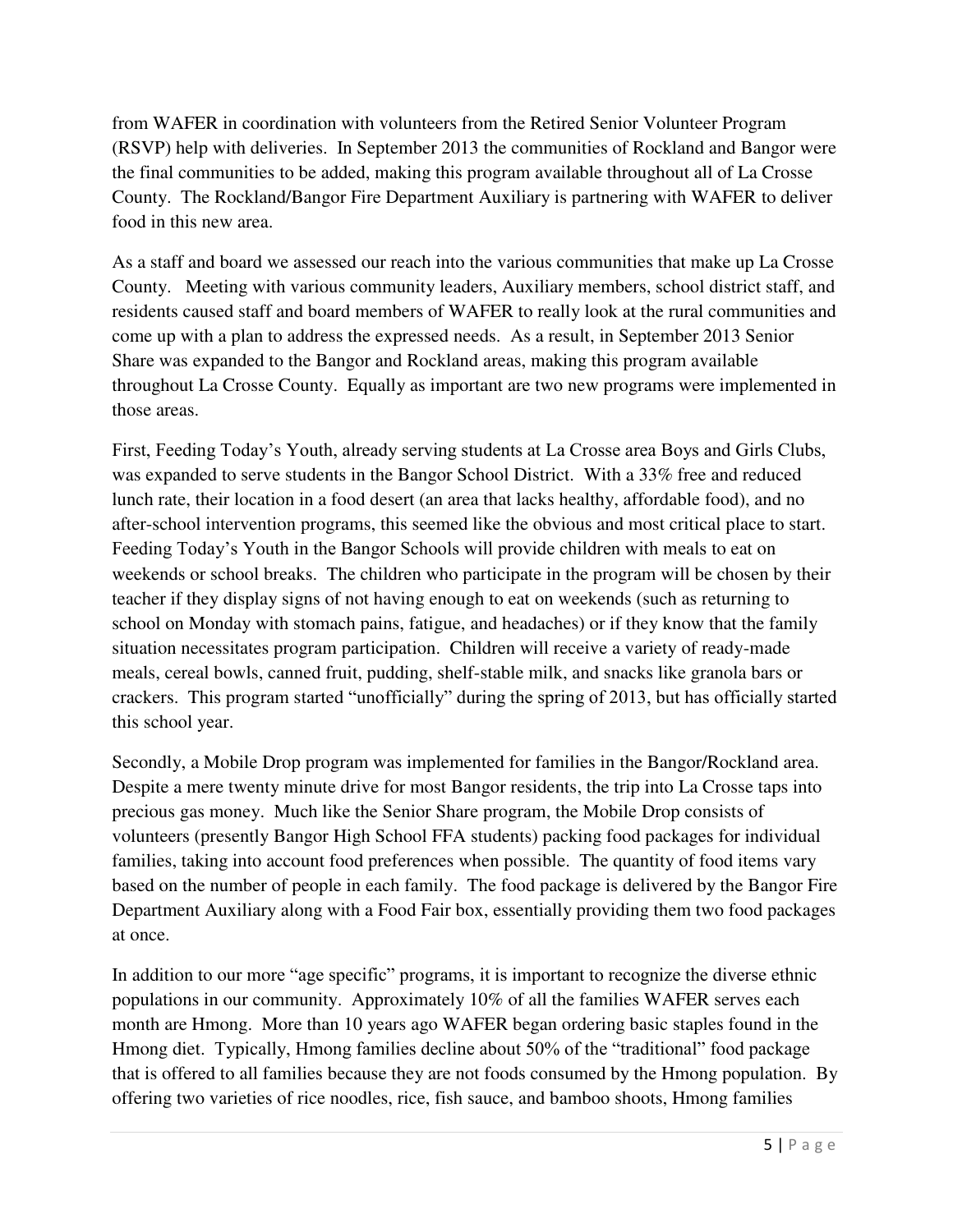from WAFER in coordination with volunteers from the Retired Senior Volunteer Program (RSVP) help with deliveries. In September 2013 the communities of Rockland and Bangor were the final communities to be added, making this program available throughout all of La Crosse County. The Rockland/Bangor Fire Department Auxiliary is partnering with WAFER to deliver food in this new area.

As a staff and board we assessed our reach into the various communities that make up La Crosse County. Meeting with various community leaders, Auxiliary members, school district staff, and residents caused staff and board members of WAFER to really look at the rural communities and come up with a plan to address the expressed needs. As a result, in September 2013 Senior Share was expanded to the Bangor and Rockland areas, making this program available throughout La Crosse County. Equally as important are two new programs were implemented in those areas.

First, Feeding Today's Youth, already serving students at La Crosse area Boys and Girls Clubs, was expanded to serve students in the Bangor School District. With a 33% free and reduced lunch rate, their location in a food desert (an area that lacks healthy, affordable food), and no after-school intervention programs, this seemed like the obvious and most critical place to start. Feeding Today's Youth in the Bangor Schools will provide children with meals to eat on weekends or school breaks. The children who participate in the program will be chosen by their teacher if they display signs of not having enough to eat on weekends (such as returning to school on Monday with stomach pains, fatigue, and headaches) or if they know that the family situation necessitates program participation. Children will receive a variety of ready-made meals, cereal bowls, canned fruit, pudding, shelf-stable milk, and snacks like granola bars or crackers. This program started "unofficially" during the spring of 2013, but has officially started this school year.

Secondly, a Mobile Drop program was implemented for families in the Bangor/Rockland area. Despite a mere twenty minute drive for most Bangor residents, the trip into La Crosse taps into precious gas money. Much like the Senior Share program, the Mobile Drop consists of volunteers (presently Bangor High School FFA students) packing food packages for individual families, taking into account food preferences when possible. The quantity of food items vary based on the number of people in each family. The food package is delivered by the Bangor Fire Department Auxiliary along with a Food Fair box, essentially providing them two food packages at once.

In addition to our more "age specific" programs, it is important to recognize the diverse ethnic populations in our community. Approximately 10% of all the families WAFER serves each month are Hmong. More than 10 years ago WAFER began ordering basic staples found in the Hmong diet. Typically, Hmong families decline about 50% of the "traditional" food package that is offered to all families because they are not foods consumed by the Hmong population. By offering two varieties of rice noodles, rice, fish sauce, and bamboo shoots, Hmong families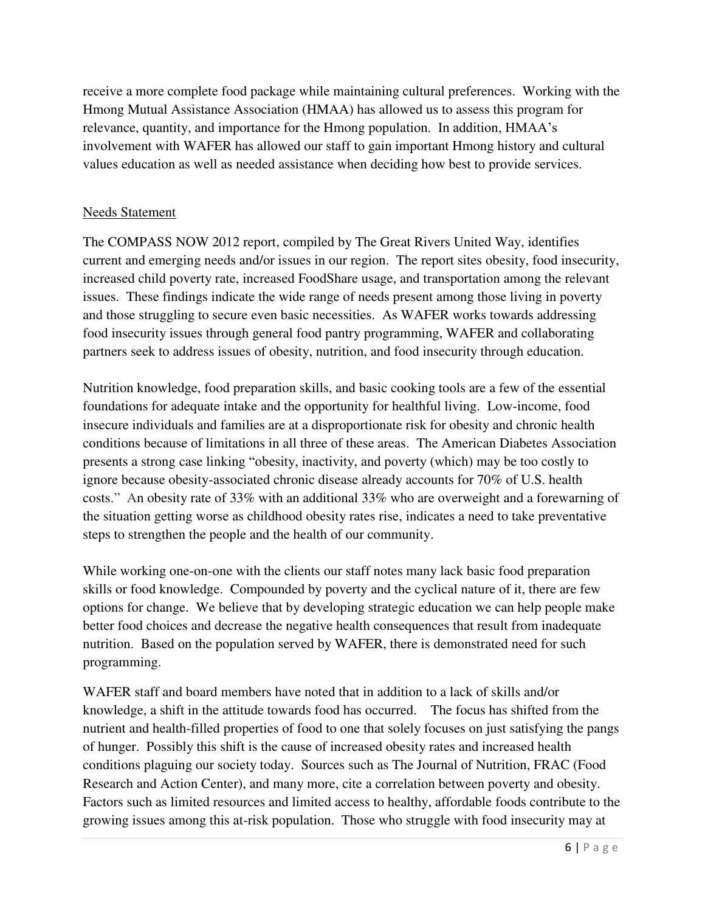receive a more complete food package while maintaining cultural preferences. Working with the Hmong Mutual Assistance Association (HMAA) has allowed us to assess this program for relevance, quantity, and importance for the Hmong population. In addition, HMAA's involvement with WAFER has allowed our staff to gain important Hmong history and cultural values education as well as needed assistance when deciding how best to provide services.

## Needs Statement

The COMPASS NOW 2012 report, compiled by The Great Rivers United Way, identifies current and emerging needs and/or issues in our region. The report sites obesity, food insecurity, increased child poverty rate, increased FoodShare usage, and transportation among the relevant issues. These findings indicate the wide range of needs present among those living in poverty and those struggling to secure even basic necessities. As WAFER works towards addressing food insecurity issues through general food pantry programming, WAFER and collaborating partners seek to address issues of obesity, nutrition, and food insecurity through education.

Nutrition knowledge, food preparation skills, and basic cooking tools are a few of the essential foundations for adequate intake and the opportunity for healthful living. Low-income, food insecure individuals and families are at a disproportionate risk for obesity and chronic health conditions because of limitations in all three of these areas. The American Diabetes Association presents a strong case linking "obesity, inactivity, and poverty (which) may be too costly to ignore because obesity-associated chronic disease already accounts for 70% of U.S. health costs." An obesity rate of 33% with an additional 33% who are overweight and a forewarning of the situation getting worse as childhood obesity rates rise, indicates a need to take preventative steps to strengthen the people and the health of our community.

While working one-on-one with the clients our staff notes many lack basic food preparation skills or food knowledge. Compounded by poverty and the cyclical nature of it, there are few options for change. We believe that by developing strategic education we can help people make better food choices and decrease the negative health consequences that result from inadequate nutrition. Based on the population served by WAFER, there is demonstrated need for such programming.

WAFER staff and board members have noted that in addition to a lack of skills and/or knowledge, a shift in the attitude towards food has occurred. The focus has shifted from the nutrient and health-filled properties of food to one that solely focuses on just satisfying the pangs of hunger. Possibly this shift is the cause of increased obesity rates and increased health conditions plaguing our society today. Sources such as The Journal of Nutrition, FRAC (Food Research and Action Center), and many more, cite a correlation between poverty and obesity. Factors such as limited resources and limited access to healthy, affordable foods contribute to the growing issues among this at-risk population. Those who struggle with food insecurity may at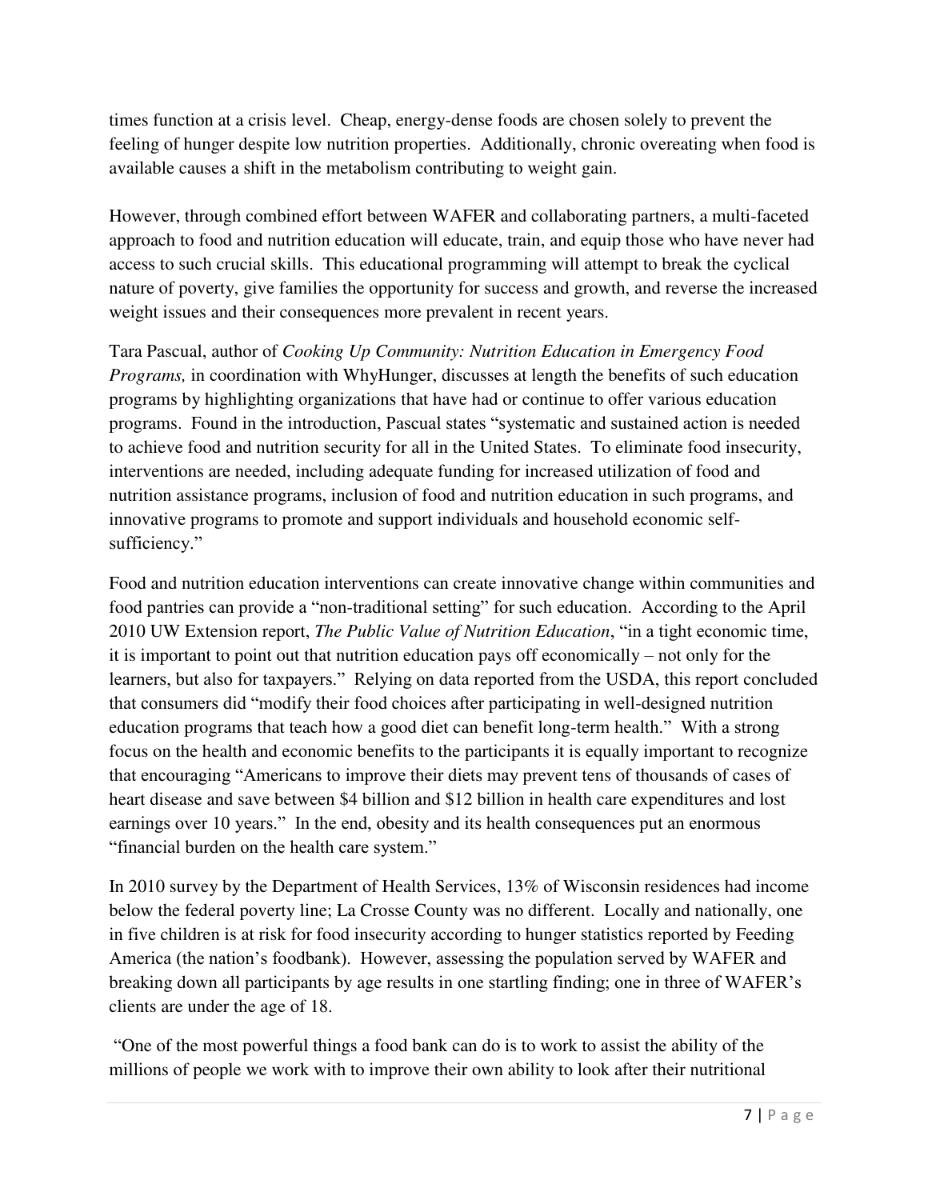times function at a crisis level. Cheap, energy-dense foods are chosen solely to prevent the feeling of hunger despite low nutrition properties. Additionally, chronic overeating when food is available causes a shift in the metabolism contributing to weight gain.

However, through combined effort between WAFER and collaborating partners, a multi-faceted approach to food and nutrition education will educate, train, and equip those who have never had access to such crucial skills. This educational programming will attempt to break the cyclical nature of poverty, give families the opportunity for success and growth, and reverse the increased weight issues and their consequences more prevalent in recent years.

Tara Pascual, author of *Cooking Up Community: Nutrition Education in Emergency Food Programs,* in coordination with WhyHunger, discusses at length the benefits of such education programs by highlighting organizations that have had or continue to offer various education programs. Found in the introduction, Pascual states "systematic and sustained action is needed to achieve food and nutrition security for all in the United States. To eliminate food insecurity, interventions are needed, including adequate funding for increased utilization of food and nutrition assistance programs, inclusion of food and nutrition education in such programs, and innovative programs to promote and support individuals and household economic self-sufficiency."

Food and nutrition education interventions can create innovative change within communities and food pantries can provide a "non-traditional setting" for such education. According to the April 2010 UW Extension report, *The Public Value of Nutrition Education*, "in a tight economic time, it is important to point out that nutrition education pays off economically – not only for the learners, but also for taxpayers." Relying on data reported from the USDA, this report concluded that consumers did "modify their food choices after participating in well-designed nutrition education programs that teach how a good diet can benefit long-term health." With a strong focus on the health and economic benefits to the participants it is equally important to recognize that encouraging "Americans to improve their diets may prevent tens of thousands of cases of heart disease and save between $4 billion and $12 billion in health care expenditures and lost earnings over 10 years." In the end, obesity and its health consequences put an enormous "financial burden on the health care system."

In 2010 survey by the Department of Health Services, 13% of Wisconsin residences had income below the federal poverty line; La Crosse County was no different. Locally and nationally, one in five children is at risk for food insecurity according to hunger statistics reported by Feeding America (the nation's foodbank). However, assessing the population served by WAFER and breaking down all participants by age results in one startling finding; one in three of WAFER's clients are under the age of 18.

"One of the most powerful things a food bank can do is to work to assist the ability of the millions of people we work with to improve their own ability to look after their nutritional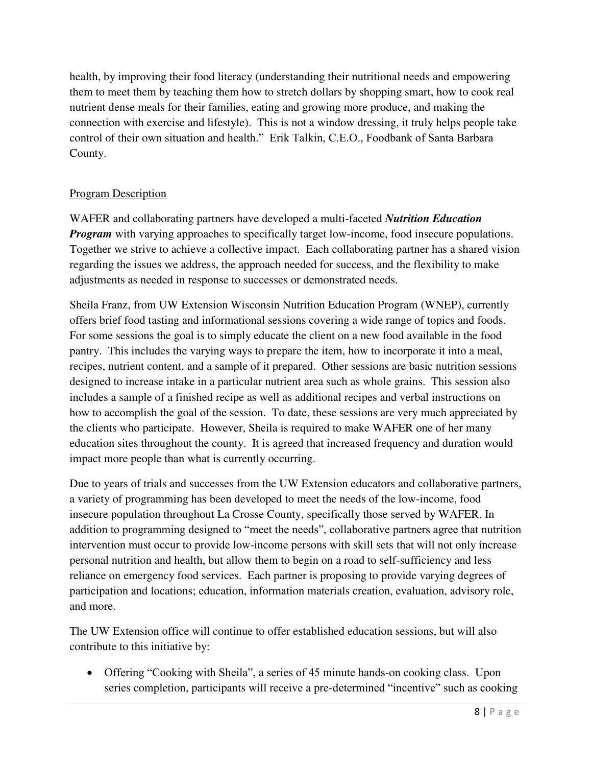health, by improving their food literacy (understanding their nutritional needs and empowering them to meet them by teaching them how to stretch dollars by shopping smart, how to cook real nutrient dense meals for their families, eating and growing more produce, and making the connection with exercise and lifestyle). This is not a window dressing, it truly helps people take control of their own situation and health." Erik Talkin, C.E.O., Foodbank of Santa Barbara County.

Program Description

WAFER and collaborating partners have developed a multi-faceted ***Nutrition Education Program*** with varying approaches to specifically target low-income, food insecure populations. Together we strive to achieve a collective impact. Each collaborating partner has a shared vision regarding the issues we address, the approach needed for success, and the flexibility to make adjustments as needed in response to successes or demonstrated needs.

Sheila Franz, from UW Extension Wisconsin Nutrition Education Program (WNEP), currently offers brief food tasting and informational sessions covering a wide range of topics and foods. For some sessions the goal is to simply educate the client on a new food available in the food pantry. This includes the varying ways to prepare the item, how to incorporate it into a meal, recipes, nutrient content, and a sample of it prepared. Other sessions are basic nutrition sessions designed to increase intake in a particular nutrient area such as whole grains. This session also includes a sample of a finished recipe as well as additional recipes and verbal instructions on how to accomplish the goal of the session. To date, these sessions are very much appreciated by the clients who participate. However, Sheila is required to make WAFER one of her many education sites throughout the county. It is agreed that increased frequency and duration would impact more people than what is currently occurring.

Due to years of trials and successes from the UW Extension educators and collaborative partners, a variety of programming has been developed to meet the needs of the low-income, food insecure population throughout La Crosse County, specifically those served by WAFER. In addition to programming designed to "meet the needs", collaborative partners agree that nutrition intervention must occur to provide low-income persons with skill sets that will not only increase personal nutrition and health, but allow them to begin on a road to self-sufficiency and less reliance on emergency food services. Each partner is proposing to provide varying degrees of participation and locations; education, information materials creation, evaluation, advisory role, and more.

The UW Extension office will continue to offer established education sessions, but will also contribute to this initiative by:

- Offering "Cooking with Sheila", a series of 45 minute hands-on cooking class. Upon series completion, participants will receive a pre-determined "incentive" such as cooking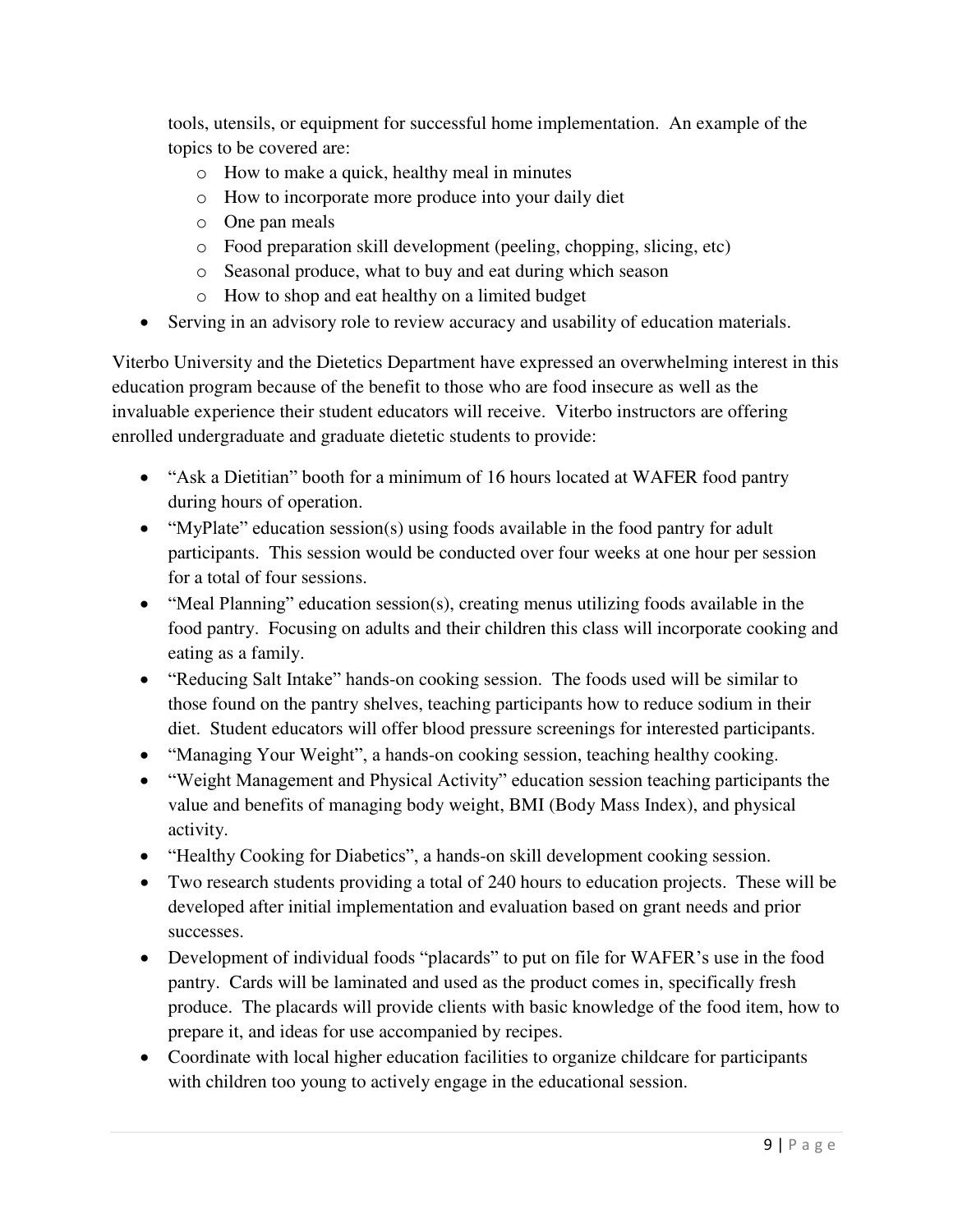tools, utensils, or equipment for successful home implementation. An example of the topics to be covered are:

- How to make a quick, healthy meal in minutes
- How to incorporate more produce into your daily diet
- One pan meals
- Food preparation skill development (peeling, chopping, slicing, etc)
- Seasonal produce, what to buy and eat during which season
- How to shop and eat healthy on a limited budget

- Serving in an advisory role to review accuracy and usability of education materials.

Viterbo University and the Dietetics Department have expressed an overwhelming interest in this education program because of the benefit to those who are food insecure as well as the invaluable experience their student educators will receive. Viterbo instructors are offering enrolled undergraduate and graduate dietetic students to provide:

- "Ask a Dietitian" booth for a minimum of 16 hours located at WAFER food pantry during hours of operation.
- "MyPlate" education session(s) using foods available in the food pantry for adult participants. This session would be conducted over four weeks at one hour per session for a total of four sessions.
- "Meal Planning" education session(s), creating menus utilizing foods available in the food pantry. Focusing on adults and their children this class will incorporate cooking and eating as a family.
- "Reducing Salt Intake" hands-on cooking session. The foods used will be similar to those found on the pantry shelves, teaching participants how to reduce sodium in their diet. Student educators will offer blood pressure screenings for interested participants.
- "Managing Your Weight", a hands-on cooking session, teaching healthy cooking.
- "Weight Management and Physical Activity" education session teaching participants the value and benefits of managing body weight, BMI (Body Mass Index), and physical activity.
- "Healthy Cooking for Diabetics", a hands-on skill development cooking session.
- Two research students providing a total of 240 hours to education projects. These will be developed after initial implementation and evaluation based on grant needs and prior successes.
- Development of individual foods "placards" to put on file for WAFER's use in the food pantry. Cards will be laminated and used as the product comes in, specifically fresh produce. The placards will provide clients with basic knowledge of the food item, how to prepare it, and ideas for use accompanied by recipes.
- Coordinate with local higher education facilities to organize childcare for participants with children too young to actively engage in the educational session.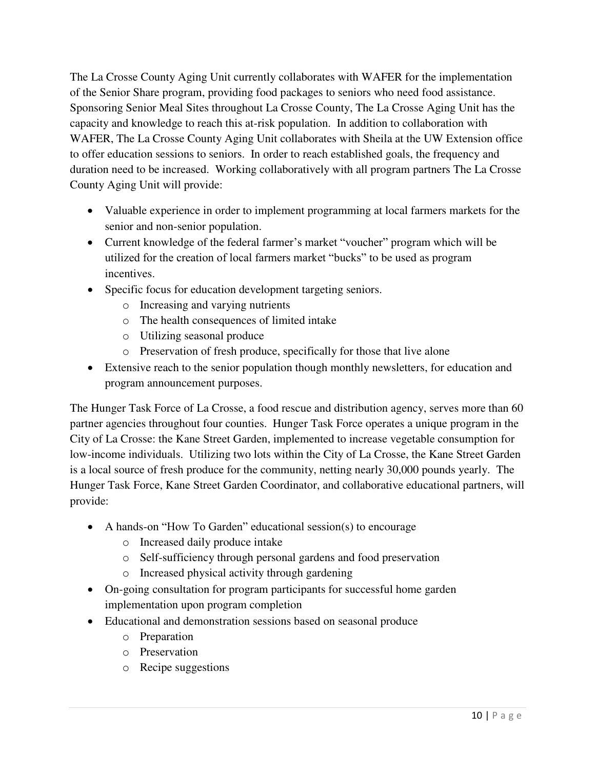The La Crosse County Aging Unit currently collaborates with WAFER for the implementation of the Senior Share program, providing food packages to seniors who need food assistance. Sponsoring Senior Meal Sites throughout La Crosse County, The La Crosse Aging Unit has the capacity and knowledge to reach this at-risk population. In addition to collaboration with WAFER, The La Crosse County Aging Unit collaborates with Sheila at the UW Extension office to offer education sessions to seniors. In order to reach established goals, the frequency and duration need to be increased. Working collaboratively with all program partners The La Crosse County Aging Unit will provide:

- Valuable experience in order to implement programming at local farmers markets for the senior and non-senior population.
- Current knowledge of the federal farmer's market "voucher" program which will be utilized for the creation of local farmers market "bucks" to be used as program incentives.
- Specific focus for education development targeting seniors.
  - Increasing and varying nutrients
  - The health consequences of limited intake
  - Utilizing seasonal produce
  - Preservation of fresh produce, specifically for those that live alone
- Extensive reach to the senior population though monthly newsletters, for education and program announcement purposes.

The Hunger Task Force of La Crosse, a food rescue and distribution agency, serves more than 60 partner agencies throughout four counties. Hunger Task Force operates a unique program in the City of La Crosse: the Kane Street Garden, implemented to increase vegetable consumption for low-income individuals. Utilizing two lots within the City of La Crosse, the Kane Street Garden is a local source of fresh produce for the community, netting nearly 30,000 pounds yearly. The Hunger Task Force, Kane Street Garden Coordinator, and collaborative educational partners, will provide:

- A hands-on "How To Garden" educational session(s) to encourage
  - Increased daily produce intake
  - Self-sufficiency through personal gardens and food preservation
  - Increased physical activity through gardening
- On-going consultation for program participants for successful home garden implementation upon program completion
- Educational and demonstration sessions based on seasonal produce
  - Preparation
  - Preservation
  - Recipe suggestions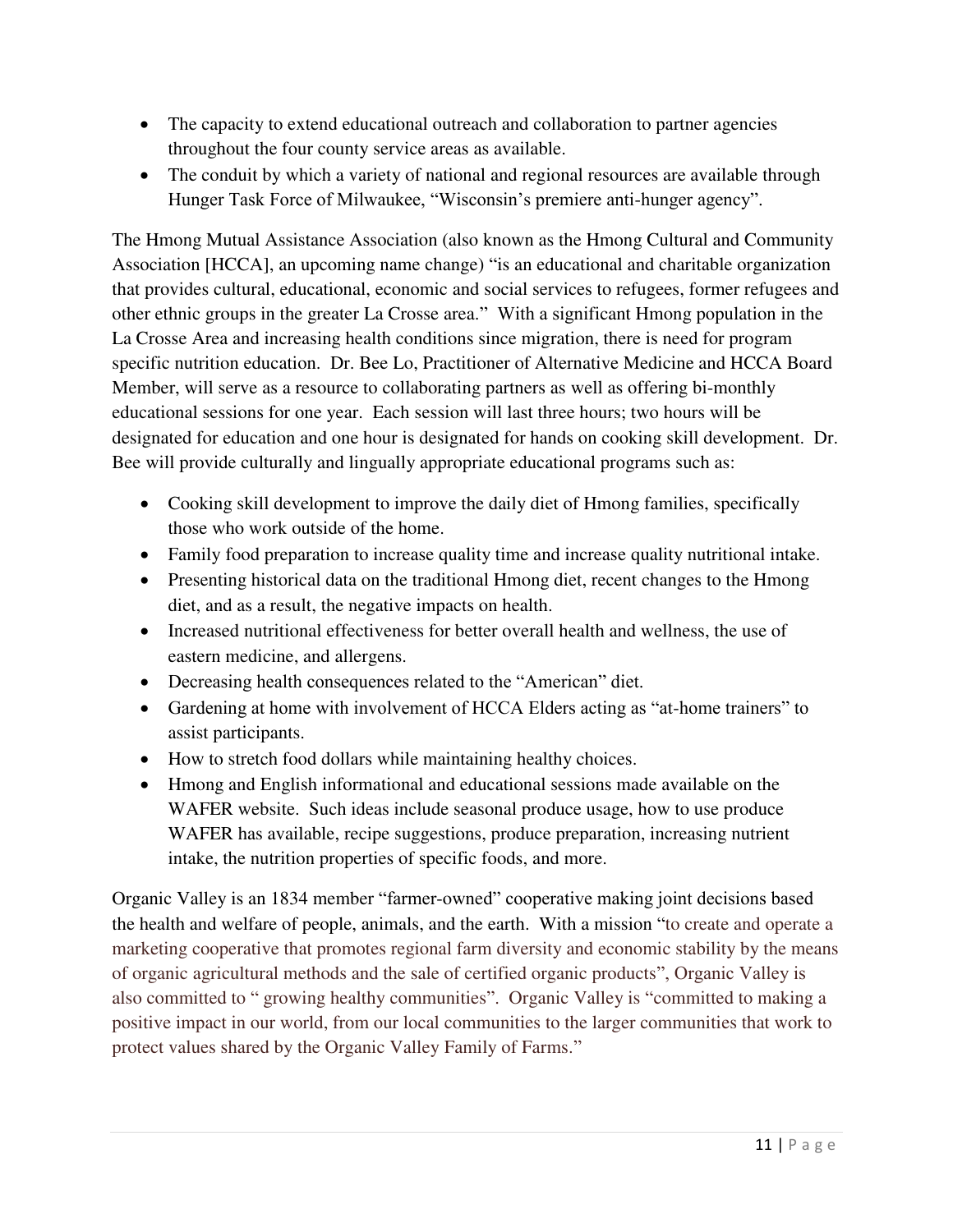- The capacity to extend educational outreach and collaboration to partner agencies throughout the four county service areas as available.
- The conduit by which a variety of national and regional resources are available through Hunger Task Force of Milwaukee, "Wisconsin's premiere anti-hunger agency".

The Hmong Mutual Assistance Association (also known as the Hmong Cultural and Community Association [HCCA], an upcoming name change) "is an educational and charitable organization that provides cultural, educational, economic and social services to refugees, former refugees and other ethnic groups in the greater La Crosse area." With a significant Hmong population in the La Crosse Area and increasing health conditions since migration, there is need for program specific nutrition education. Dr. Bee Lo, Practitioner of Alternative Medicine and HCCA Board Member, will serve as a resource to collaborating partners as well as offering bi-monthly educational sessions for one year. Each session will last three hours; two hours will be designated for education and one hour is designated for hands on cooking skill development. Dr. Bee will provide culturally and lingually appropriate educational programs such as:

- Cooking skill development to improve the daily diet of Hmong families, specifically those who work outside of the home.
- Family food preparation to increase quality time and increase quality nutritional intake.
- Presenting historical data on the traditional Hmong diet, recent changes to the Hmong diet, and as a result, the negative impacts on health.
- Increased nutritional effectiveness for better overall health and wellness, the use of eastern medicine, and allergens.
- Decreasing health consequences related to the "American" diet.
- Gardening at home with involvement of HCCA Elders acting as "at-home trainers" to assist participants.
- How to stretch food dollars while maintaining healthy choices.
- Hmong and English informational and educational sessions made available on the WAFER website. Such ideas include seasonal produce usage, how to use produce WAFER has available, recipe suggestions, produce preparation, increasing nutrient intake, the nutrition properties of specific foods, and more.

Organic Valley is an 1834 member "farmer-owned" cooperative making joint decisions based the health and welfare of people, animals, and the earth. With a mission "to create and operate a marketing cooperative that promotes regional farm diversity and economic stability by the means of organic agricultural methods and the sale of certified organic products", Organic Valley is also committed to " growing healthy communities". Organic Valley is "committed to making a positive impact in our world, from our local communities to the larger communities that work to protect values shared by the Organic Valley Family of Farms."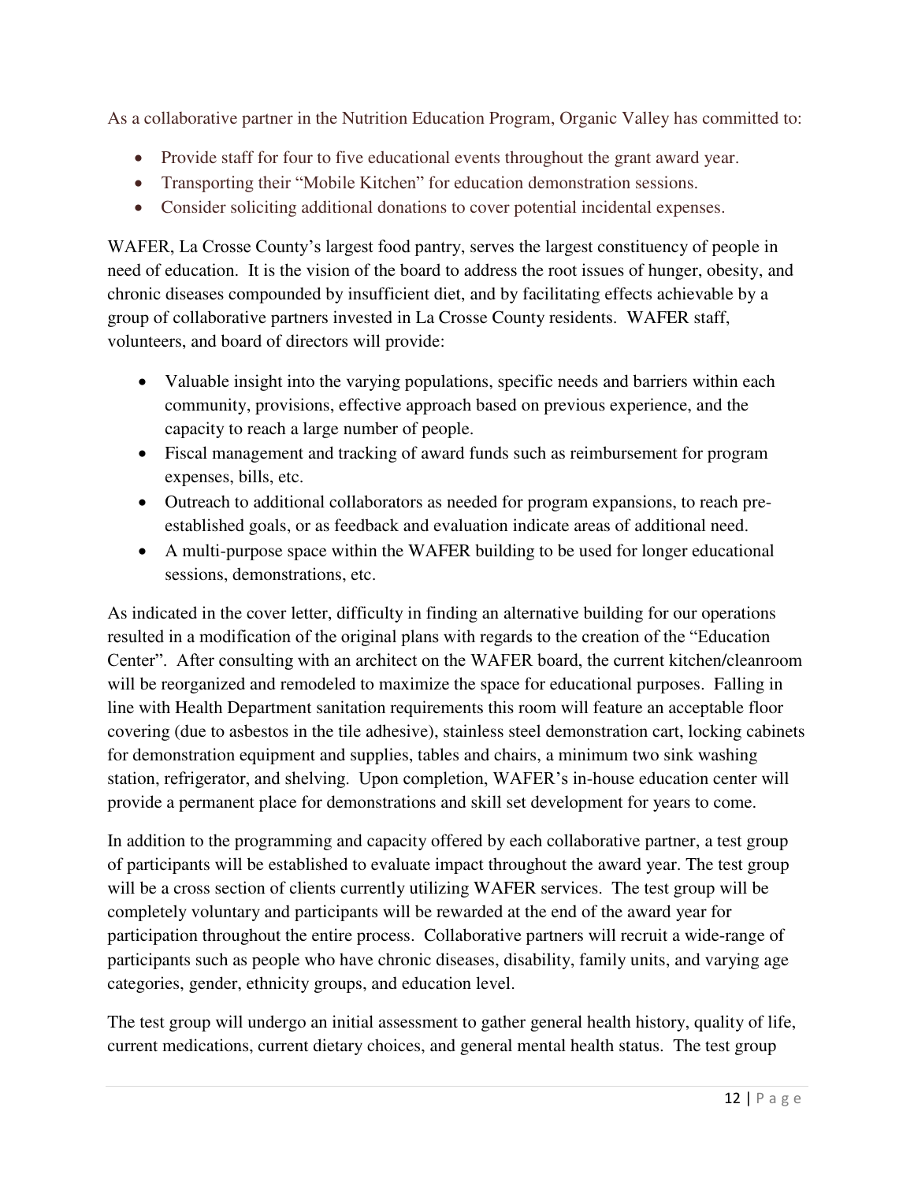As a collaborative partner in the Nutrition Education Program, Organic Valley has committed to:

- Provide staff for four to five educational events throughout the grant award year.
- Transporting their "Mobile Kitchen" for education demonstration sessions.
- Consider soliciting additional donations to cover potential incidental expenses.

WAFER, La Crosse County's largest food pantry, serves the largest constituency of people in need of education. It is the vision of the board to address the root issues of hunger, obesity, and chronic diseases compounded by insufficient diet, and by facilitating effects achievable by a group of collaborative partners invested in La Crosse County residents. WAFER staff, volunteers, and board of directors will provide:

- Valuable insight into the varying populations, specific needs and barriers within each community, provisions, effective approach based on previous experience, and the capacity to reach a large number of people.
- Fiscal management and tracking of award funds such as reimbursement for program expenses, bills, etc.
- Outreach to additional collaborators as needed for program expansions, to reach pre-established goals, or as feedback and evaluation indicate areas of additional need.
- A multi-purpose space within the WAFER building to be used for longer educational sessions, demonstrations, etc.

As indicated in the cover letter, difficulty in finding an alternative building for our operations resulted in a modification of the original plans with regards to the creation of the "Education Center". After consulting with an architect on the WAFER board, the current kitchen/cleanroom will be reorganized and remodeled to maximize the space for educational purposes. Falling in line with Health Department sanitation requirements this room will feature an acceptable floor covering (due to asbestos in the tile adhesive), stainless steel demonstration cart, locking cabinets for demonstration equipment and supplies, tables and chairs, a minimum two sink washing station, refrigerator, and shelving. Upon completion, WAFER's in-house education center will provide a permanent place for demonstrations and skill set development for years to come.

In addition to the programming and capacity offered by each collaborative partner, a test group of participants will be established to evaluate impact throughout the award year. The test group will be a cross section of clients currently utilizing WAFER services. The test group will be completely voluntary and participants will be rewarded at the end of the award year for participation throughout the entire process. Collaborative partners will recruit a wide-range of participants such as people who have chronic diseases, disability, family units, and varying age categories, gender, ethnicity groups, and education level.

The test group will undergo an initial assessment to gather general health history, quality of life, current medications, current dietary choices, and general mental health status. The test group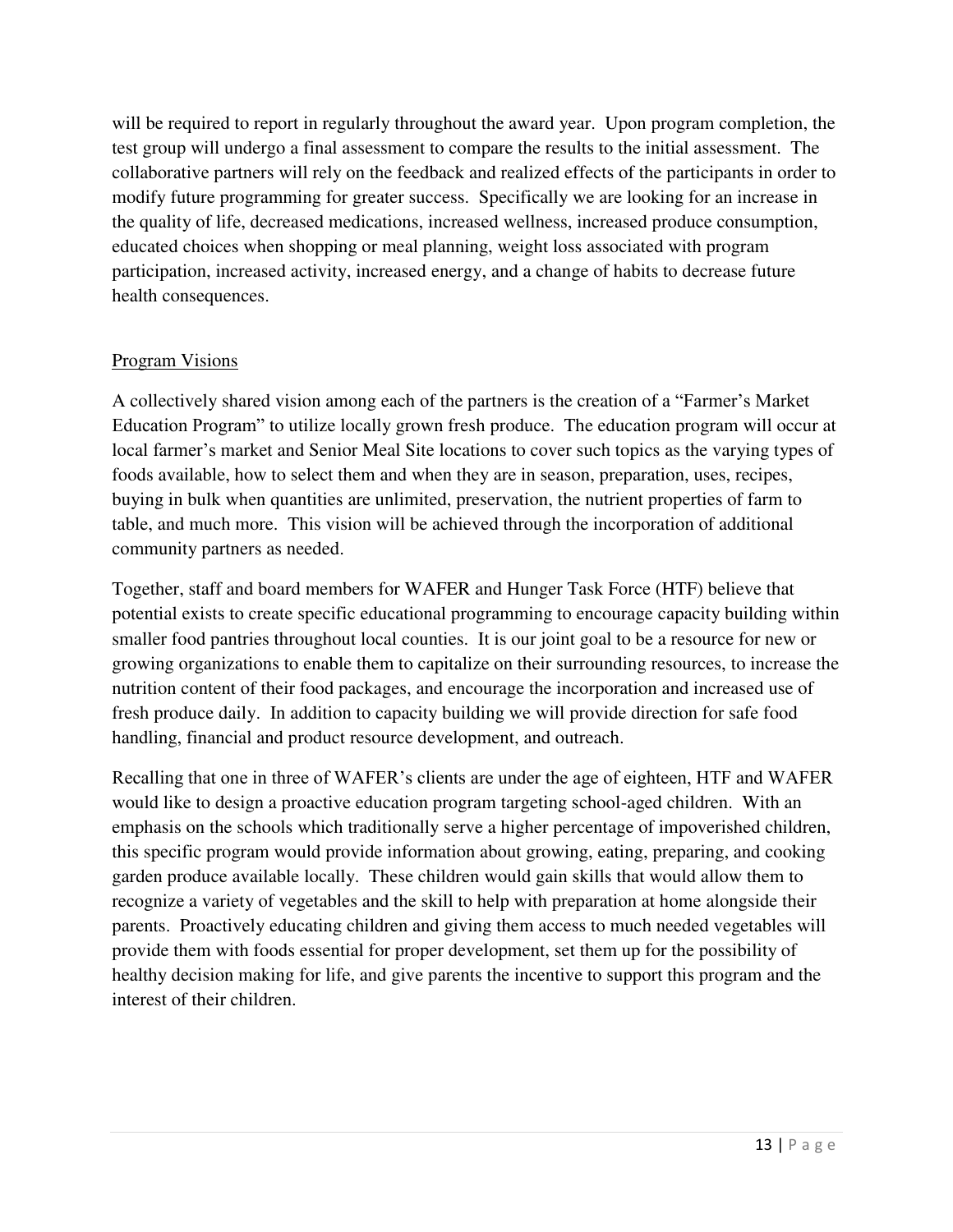will be required to report in regularly throughout the award year. Upon program completion, the test group will undergo a final assessment to compare the results to the initial assessment. The collaborative partners will rely on the feedback and realized effects of the participants in order to modify future programming for greater success. Specifically we are looking for an increase in the quality of life, decreased medications, increased wellness, increased produce consumption, educated choices when shopping or meal planning, weight loss associated with program participation, increased activity, increased energy, and a change of habits to decrease future health consequences.

## Program Visions

A collectively shared vision among each of the partners is the creation of a "Farmer's Market Education Program" to utilize locally grown fresh produce. The education program will occur at local farmer's market and Senior Meal Site locations to cover such topics as the varying types of foods available, how to select them and when they are in season, preparation, uses, recipes, buying in bulk when quantities are unlimited, preservation, the nutrient properties of farm to table, and much more. This vision will be achieved through the incorporation of additional community partners as needed.

Together, staff and board members for WAFER and Hunger Task Force (HTF) believe that potential exists to create specific educational programming to encourage capacity building within smaller food pantries throughout local counties. It is our joint goal to be a resource for new or growing organizations to enable them to capitalize on their surrounding resources, to increase the nutrition content of their food packages, and encourage the incorporation and increased use of fresh produce daily. In addition to capacity building we will provide direction for safe food handling, financial and product resource development, and outreach.

Recalling that one in three of WAFER's clients are under the age of eighteen, HTF and WAFER would like to design a proactive education program targeting school-aged children. With an emphasis on the schools which traditionally serve a higher percentage of impoverished children, this specific program would provide information about growing, eating, preparing, and cooking garden produce available locally. These children would gain skills that would allow them to recognize a variety of vegetables and the skill to help with preparation at home alongside their parents. Proactively educating children and giving them access to much needed vegetables will provide them with foods essential for proper development, set them up for the possibility of healthy decision making for life, and give parents the incentive to support this program and the interest of their children.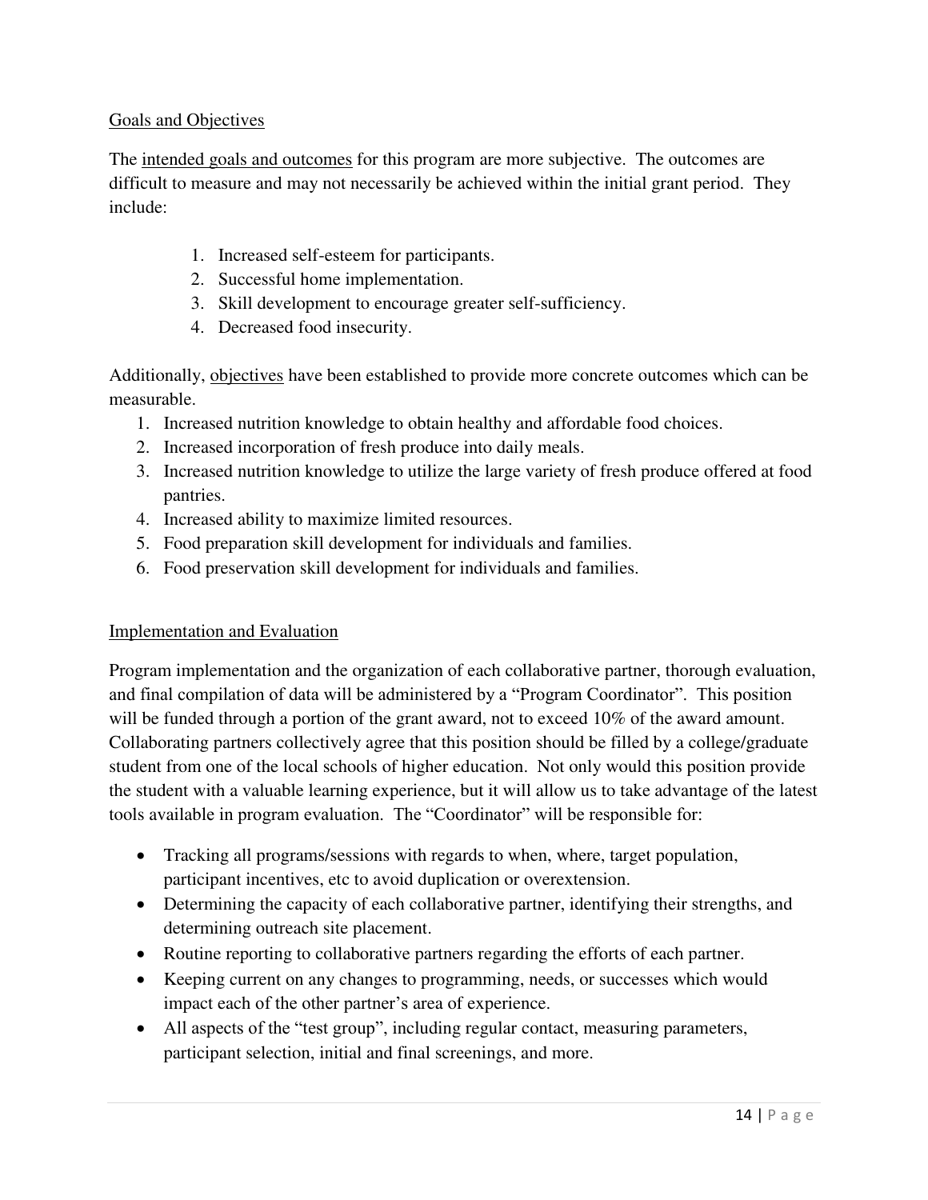## Goals and Objectives

The intended goals and outcomes for this program are more subjective. The outcomes are difficult to measure and may not necessarily be achieved within the initial grant period. They include:

1. Increased self-esteem for participants.
2. Successful home implementation.
3. Skill development to encourage greater self-sufficiency.
4. Decreased food insecurity.

Additionally, objectives have been established to provide more concrete outcomes which can be measurable.

1. Increased nutrition knowledge to obtain healthy and affordable food choices.
2. Increased incorporation of fresh produce into daily meals.
3. Increased nutrition knowledge to utilize the large variety of fresh produce offered at food pantries.
4. Increased ability to maximize limited resources.
5. Food preparation skill development for individuals and families.
6. Food preservation skill development for individuals and families.

## Implementation and Evaluation

Program implementation and the organization of each collaborative partner, thorough evaluation, and final compilation of data will be administered by a "Program Coordinator". This position will be funded through a portion of the grant award, not to exceed 10% of the award amount. Collaborating partners collectively agree that this position should be filled by a college/graduate student from one of the local schools of higher education. Not only would this position provide the student with a valuable learning experience, but it will allow us to take advantage of the latest tools available in program evaluation. The "Coordinator" will be responsible for:

- Tracking all programs/sessions with regards to when, where, target population, participant incentives, etc to avoid duplication or overextension.
- Determining the capacity of each collaborative partner, identifying their strengths, and determining outreach site placement.
- Routine reporting to collaborative partners regarding the efforts of each partner.
- Keeping current on any changes to programming, needs, or successes which would impact each of the other partner's area of experience.
- All aspects of the "test group", including regular contact, measuring parameters, participant selection, initial and final screenings, and more.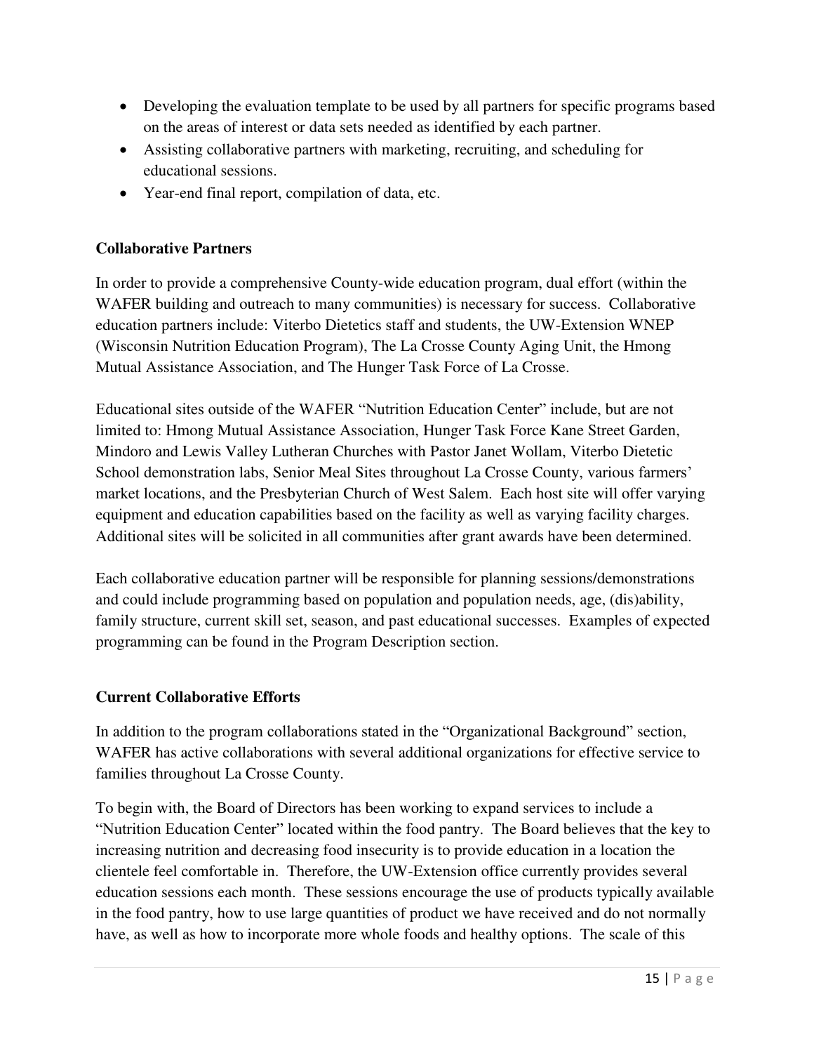- Developing the evaluation template to be used by all partners for specific programs based on the areas of interest or data sets needed as identified by each partner.
- Assisting collaborative partners with marketing, recruiting, and scheduling for educational sessions.
- Year-end final report, compilation of data, etc.

**Collaborative Partners**

In order to provide a comprehensive County-wide education program, dual effort (within the WAFER building and outreach to many communities) is necessary for success. Collaborative education partners include: Viterbo Dietetics staff and students, the UW-Extension WNEP (Wisconsin Nutrition Education Program), The La Crosse County Aging Unit, the Hmong Mutual Assistance Association, and The Hunger Task Force of La Crosse.

Educational sites outside of the WAFER "Nutrition Education Center" include, but are not limited to: Hmong Mutual Assistance Association, Hunger Task Force Kane Street Garden, Mindoro and Lewis Valley Lutheran Churches with Pastor Janet Wollam, Viterbo Dietetic School demonstration labs, Senior Meal Sites throughout La Crosse County, various farmers' market locations, and the Presbyterian Church of West Salem. Each host site will offer varying equipment and education capabilities based on the facility as well as varying facility charges. Additional sites will be solicited in all communities after grant awards have been determined.

Each collaborative education partner will be responsible for planning sessions/demonstrations and could include programming based on population and population needs, age, (dis)ability, family structure, current skill set, season, and past educational successes. Examples of expected programming can be found in the Program Description section.

**Current Collaborative Efforts**

In addition to the program collaborations stated in the "Organizational Background" section, WAFER has active collaborations with several additional organizations for effective service to families throughout La Crosse County.

To begin with, the Board of Directors has been working to expand services to include a "Nutrition Education Center" located within the food pantry. The Board believes that the key to increasing nutrition and decreasing food insecurity is to provide education in a location the clientele feel comfortable in. Therefore, the UW-Extension office currently provides several education sessions each month. These sessions encourage the use of products typically available in the food pantry, how to use large quantities of product we have received and do not normally have, as well as how to incorporate more whole foods and healthy options. The scale of this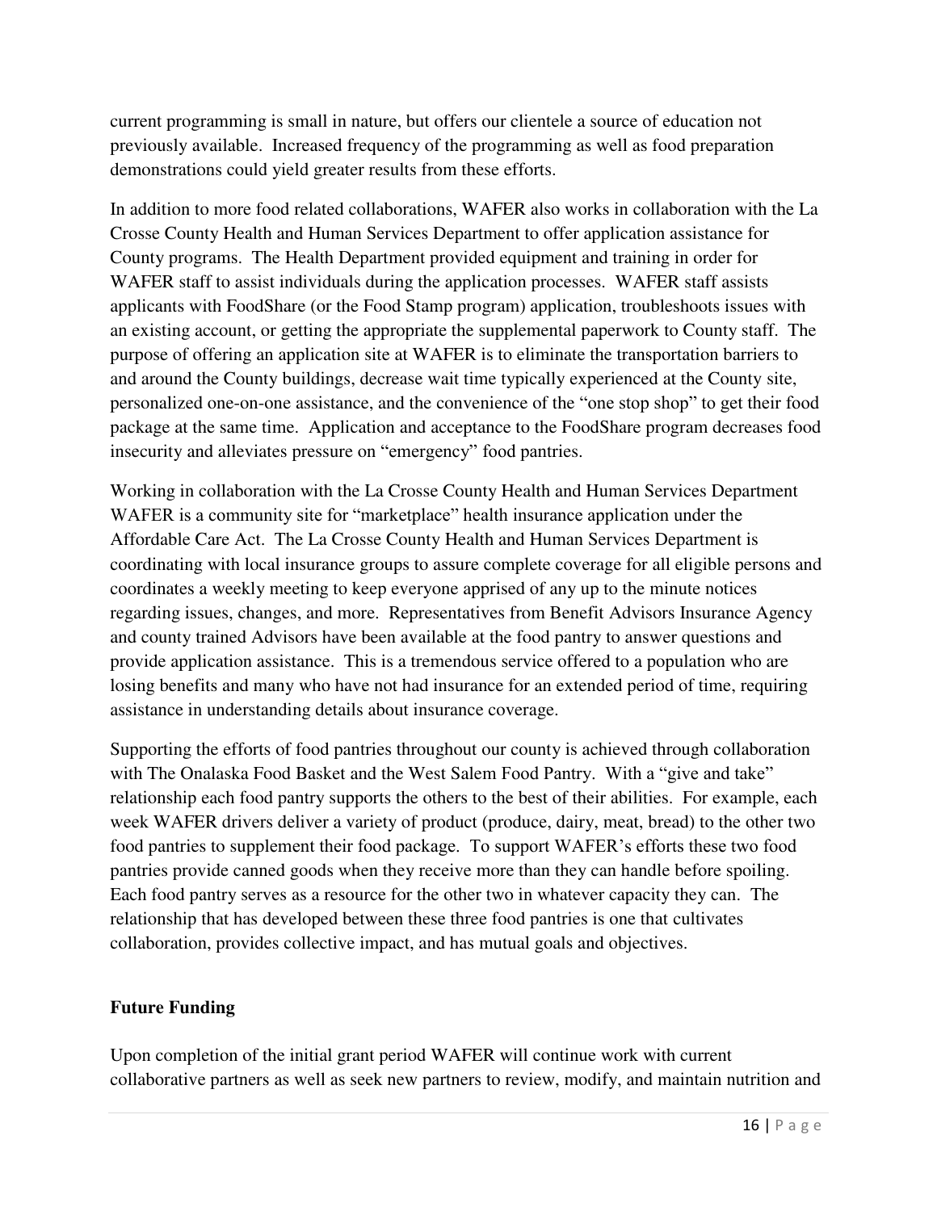current programming is small in nature, but offers our clientele a source of education not previously available. Increased frequency of the programming as well as food preparation demonstrations could yield greater results from these efforts.

In addition to more food related collaborations, WAFER also works in collaboration with the La Crosse County Health and Human Services Department to offer application assistance for County programs. The Health Department provided equipment and training in order for WAFER staff to assist individuals during the application processes. WAFER staff assists applicants with FoodShare (or the Food Stamp program) application, troubleshoots issues with an existing account, or getting the appropriate the supplemental paperwork to County staff. The purpose of offering an application site at WAFER is to eliminate the transportation barriers to and around the County buildings, decrease wait time typically experienced at the County site, personalized one-on-one assistance, and the convenience of the "one stop shop" to get their food package at the same time. Application and acceptance to the FoodShare program decreases food insecurity and alleviates pressure on "emergency" food pantries.

Working in collaboration with the La Crosse County Health and Human Services Department WAFER is a community site for "marketplace" health insurance application under the Affordable Care Act. The La Crosse County Health and Human Services Department is coordinating with local insurance groups to assure complete coverage for all eligible persons and coordinates a weekly meeting to keep everyone apprised of any up to the minute notices regarding issues, changes, and more. Representatives from Benefit Advisors Insurance Agency and county trained Advisors have been available at the food pantry to answer questions and provide application assistance. This is a tremendous service offered to a population who are losing benefits and many who have not had insurance for an extended period of time, requiring assistance in understanding details about insurance coverage.

Supporting the efforts of food pantries throughout our county is achieved through collaboration with The Onalaska Food Basket and the West Salem Food Pantry. With a "give and take" relationship each food pantry supports the others to the best of their abilities. For example, each week WAFER drivers deliver a variety of product (produce, dairy, meat, bread) to the other two food pantries to supplement their food package. To support WAFER's efforts these two food pantries provide canned goods when they receive more than they can handle before spoiling. Each food pantry serves as a resource for the other two in whatever capacity they can. The relationship that has developed between these three food pantries is one that cultivates collaboration, provides collective impact, and has mutual goals and objectives.

**Future Funding**

Upon completion of the initial grant period WAFER will continue work with current collaborative partners as well as seek new partners to review, modify, and maintain nutrition and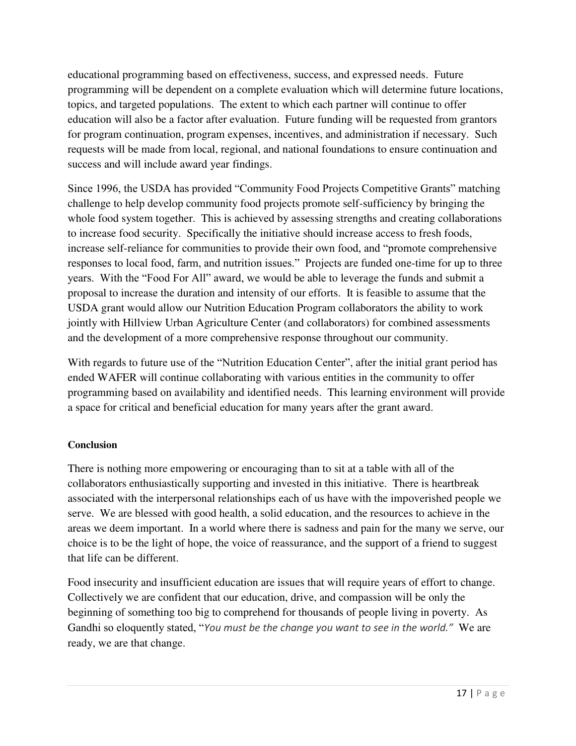educational programming based on effectiveness, success, and expressed needs. Future programming will be dependent on a complete evaluation which will determine future locations, topics, and targeted populations. The extent to which each partner will continue to offer education will also be a factor after evaluation. Future funding will be requested from grantors for program continuation, program expenses, incentives, and administration if necessary. Such requests will be made from local, regional, and national foundations to ensure continuation and success and will include award year findings.

Since 1996, the USDA has provided "Community Food Projects Competitive Grants" matching challenge to help develop community food projects promote self-sufficiency by bringing the whole food system together. This is achieved by assessing strengths and creating collaborations to increase food security. Specifically the initiative should increase access to fresh foods, increase self-reliance for communities to provide their own food, and "promote comprehensive responses to local food, farm, and nutrition issues." Projects are funded one-time for up to three years. With the "Food For All" award, we would be able to leverage the funds and submit a proposal to increase the duration and intensity of our efforts. It is feasible to assume that the USDA grant would allow our Nutrition Education Program collaborators the ability to work jointly with Hillview Urban Agriculture Center (and collaborators) for combined assessments and the development of a more comprehensive response throughout our community.

With regards to future use of the "Nutrition Education Center", after the initial grant period has ended WAFER will continue collaborating with various entities in the community to offer programming based on availability and identified needs. This learning environment will provide a space for critical and beneficial education for many years after the grant award.

**Conclusion**

There is nothing more empowering or encouraging than to sit at a table with all of the collaborators enthusiastically supporting and invested in this initiative. There is heartbreak associated with the interpersonal relationships each of us have with the impoverished people we serve. We are blessed with good health, a solid education, and the resources to achieve in the areas we deem important. In a world where there is sadness and pain for the many we serve, our choice is to be the light of hope, the voice of reassurance, and the support of a friend to suggest that life can be different.

Food insecurity and insufficient education are issues that will require years of effort to change. Collectively we are confident that our education, drive, and compassion will be only the beginning of something too big to comprehend for thousands of people living in poverty. As Gandhi so eloquently stated, "*You must be the change you want to see in the world."* We are ready, we are that change.